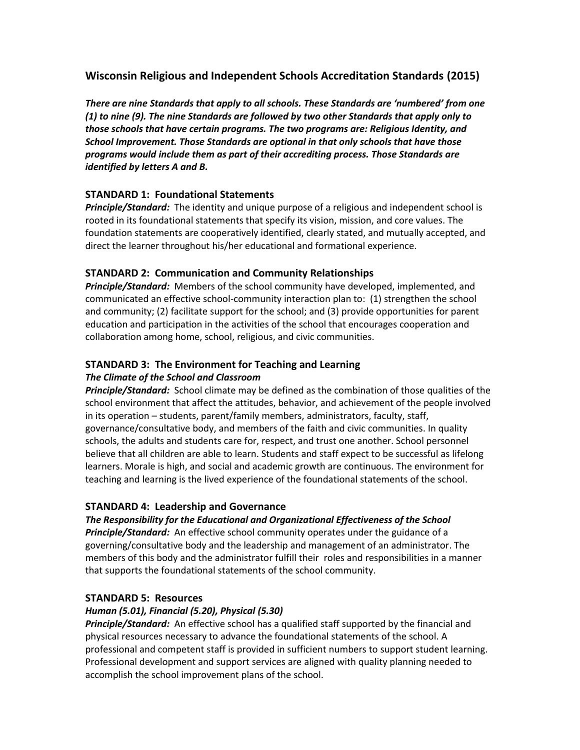# Wisconsin Religious and Independent Schools Accreditation Standards (2015)

***There are nine Standards that apply to all schools. These Standards are 'numbered' from one (1) to nine (9). The nine Standards are followed by two other Standards that apply only to those schools that have certain programs. The two programs are: Religious Identity, and School Improvement. Those Standards are optional in that only schools that have those programs would include them as part of their accrediting process. Those Standards are identified by letters A and B.***

## STANDARD 1: Foundational Statements

***Principle/Standard:*** The identity and unique purpose of a religious and independent school is rooted in its foundational statements that specify its vision, mission, and core values. The foundation statements are cooperatively identified, clearly stated, and mutually accepted, and direct the learner throughout his/her educational and formational experience.

## STANDARD 2: Communication and Community Relationships

***Principle/Standard:*** Members of the school community have developed, implemented, and communicated an effective school-community interaction plan to: (1) strengthen the school and community; (2) facilitate support for the school; and (3) provide opportunities for parent education and participation in the activities of the school that encourages cooperation and collaboration among home, school, religious, and civic communities.

## STANDARD 3: The Environment for Teaching and Learning

***The Climate of the School and Classroom***

***Principle/Standard:*** School climate may be defined as the combination of those qualities of the school environment that affect the attitudes, behavior, and achievement of the people involved in its operation – students, parent/family members, administrators, faculty, staff, governance/consultative body, and members of the faith and civic communities. In quality schools, the adults and students care for, respect, and trust one another. School personnel believe that all children are able to learn. Students and staff expect to be successful as lifelong learners. Morale is high, and social and academic growth are continuous. The environment for teaching and learning is the lived experience of the foundational statements of the school.

## STANDARD 4: Leadership and Governance

***The Responsibility for the Educational and Organizational Effectiveness of the School***

***Principle/Standard:*** An effective school community operates under the guidance of a governing/consultative body and the leadership and management of an administrator. The members of this body and the administrator fulfill their roles and responsibilities in a manner that supports the foundational statements of the school community.

## STANDARD 5: Resources

***Human (5.01), Financial (5.20), Physical (5.30)***

***Principle/Standard:*** An effective school has a qualified staff supported by the financial and physical resources necessary to advance the foundational statements of the school. A professional and competent staff is provided in sufficient numbers to support student learning. Professional development and support services are aligned with quality planning needed to accomplish the school improvement plans of the school.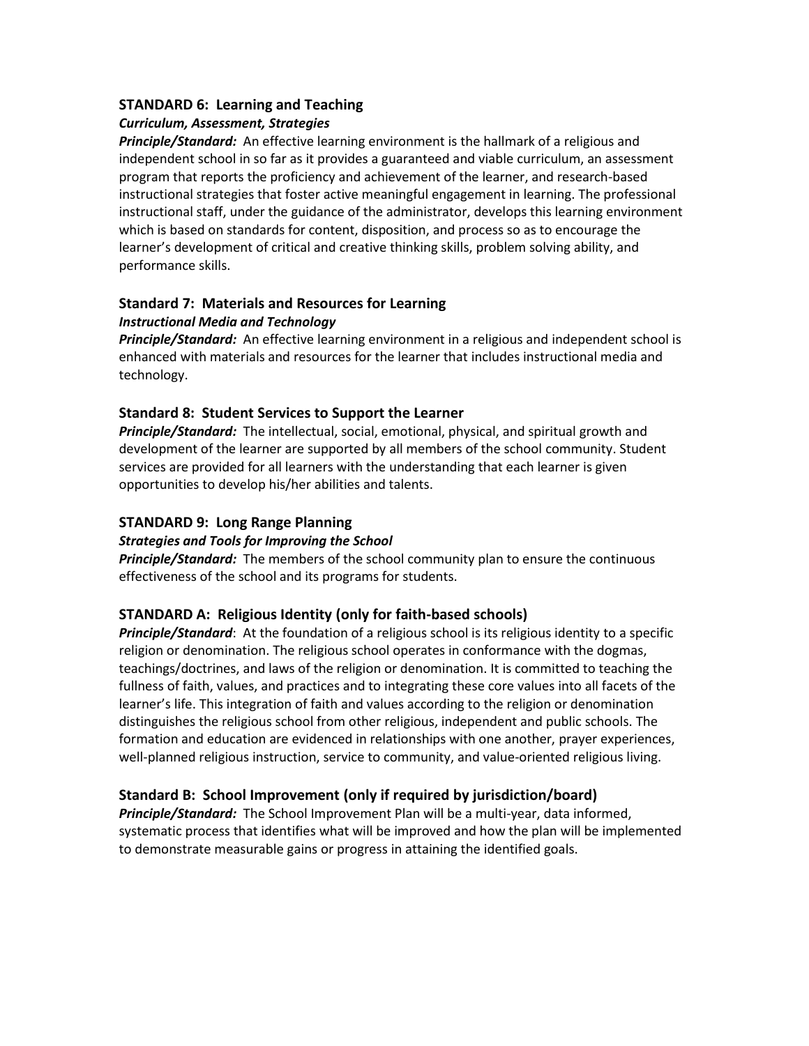### STANDARD 6: Learning and Teaching

***Curriculum, Assessment, Strategies***

***Principle/Standard:*** An effective learning environment is the hallmark of a religious and independent school in so far as it provides a guaranteed and viable curriculum, an assessment program that reports the proficiency and achievement of the learner, and research-based instructional strategies that foster active meaningful engagement in learning. The professional instructional staff, under the guidance of the administrator, develops this learning environment which is based on standards for content, disposition, and process so as to encourage the learner's development of critical and creative thinking skills, problem solving ability, and performance skills.

### Standard 7: Materials and Resources for Learning

***Instructional Media and Technology***

***Principle/Standard:*** An effective learning environment in a religious and independent school is enhanced with materials and resources for the learner that includes instructional media and technology.

### Standard 8: Student Services to Support the Learner

***Principle/Standard:*** The intellectual, social, emotional, physical, and spiritual growth and development of the learner are supported by all members of the school community. Student services are provided for all learners with the understanding that each learner is given opportunities to develop his/her abilities and talents.

### STANDARD 9: Long Range Planning

***Strategies and Tools for Improving the School***

***Principle/Standard:*** The members of the school community plan to ensure the continuous effectiveness of the school and its programs for students.

### STANDARD A: Religious Identity (only for faith-based schools)

***Principle/Standard***: At the foundation of a religious school is its religious identity to a specific religion or denomination. The religious school operates in conformance with the dogmas, teachings/doctrines, and laws of the religion or denomination. It is committed to teaching the fullness of faith, values, and practices and to integrating these core values into all facets of the learner's life. This integration of faith and values according to the religion or denomination distinguishes the religious school from other religious, independent and public schools. The formation and education are evidenced in relationships with one another, prayer experiences, well-planned religious instruction, service to community, and value-oriented religious living.

### Standard B: School Improvement (only if required by jurisdiction/board)

***Principle/Standard:*** The School Improvement Plan will be a multi-year, data informed, systematic process that identifies what will be improved and how the plan will be implemented to demonstrate measurable gains or progress in attaining the identified goals.